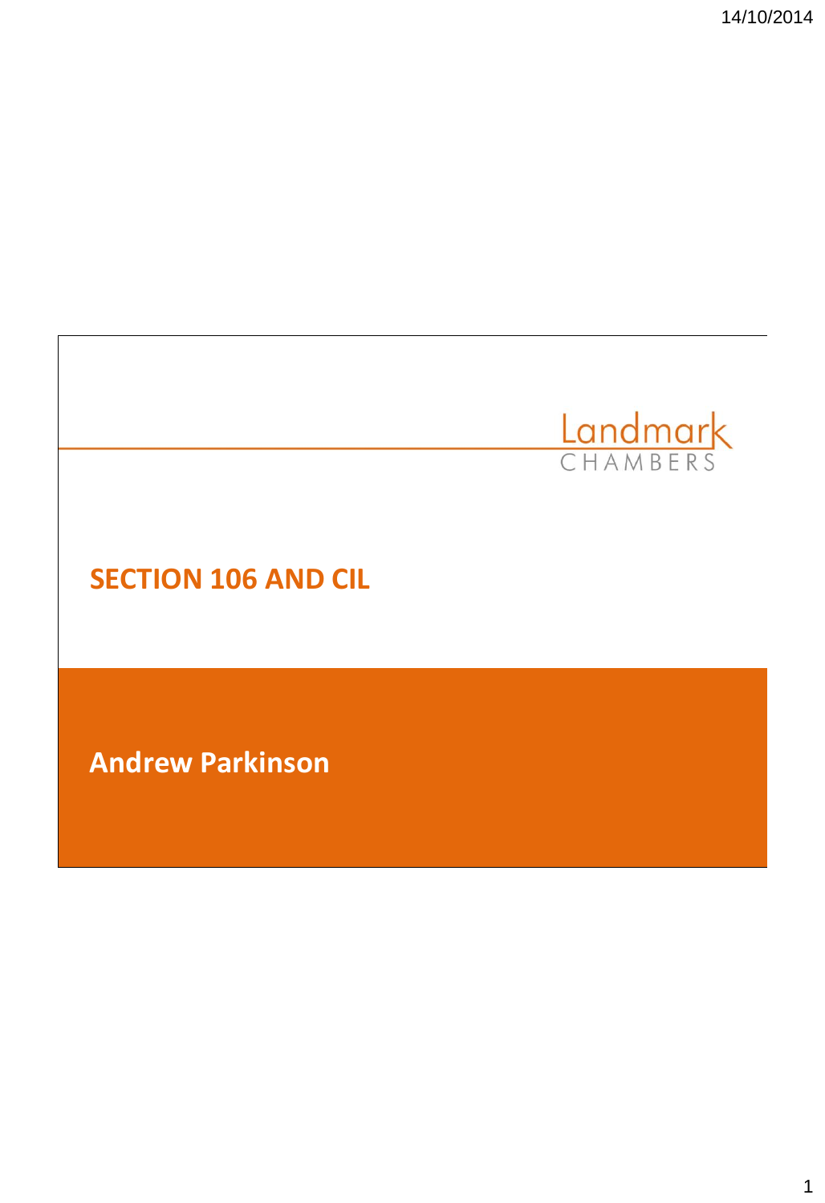Landmark CHAMBERS

# SECTION 106 AND CIL

**Andrew Parkinson**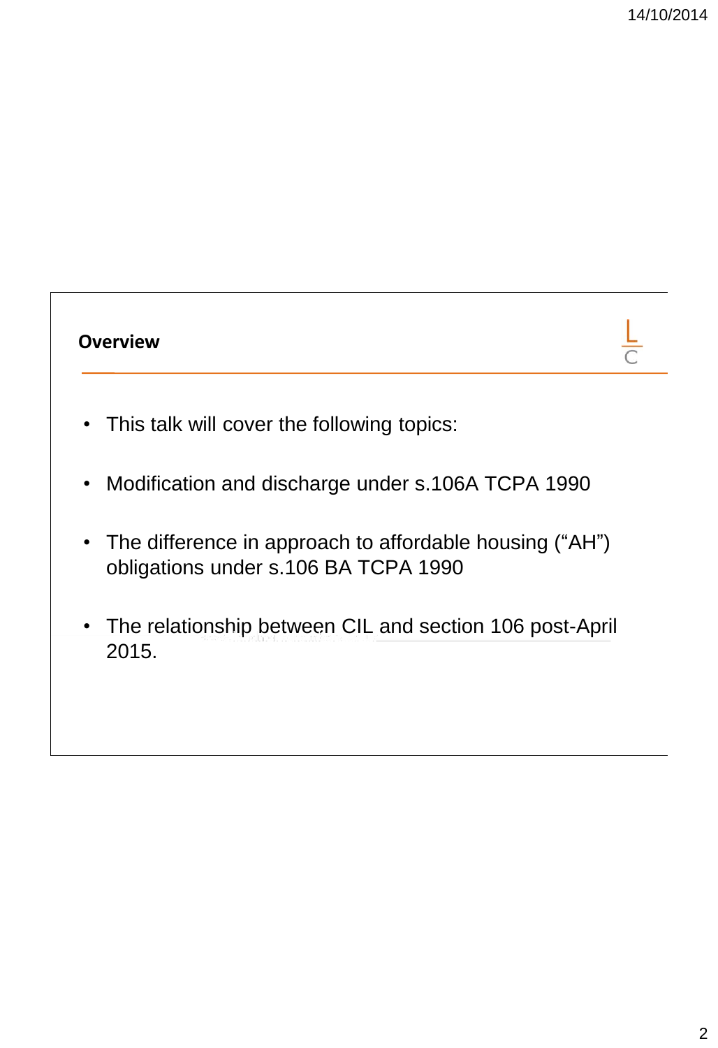## Overview

- This talk will cover the following topics:
- Modification and discharge under s.106A TCPA 1990
- The difference in approach to affordable housing ("AH") obligations under s.106 BA TCPA 1990
- The relationship between CIL and section 106 post-April 2015.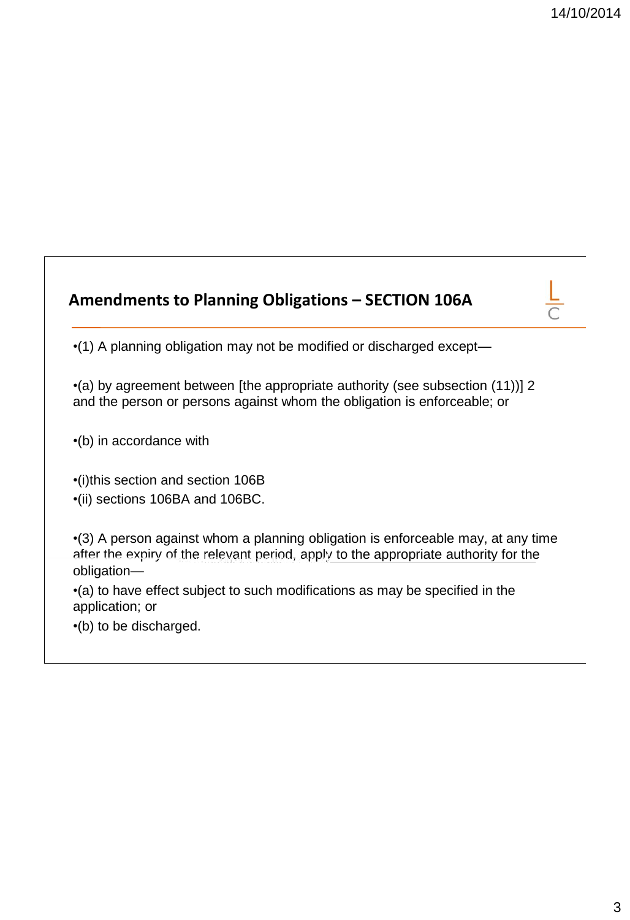## Amendments to Planning Obligations – SECTION 106A

•(1) A planning obligation may not be modified or discharged except—

•(a) by agreement between [the appropriate authority (see subsection (11))] 2 and the person or persons against whom the obligation is enforceable; or

•(b) in accordance with

•(i)this section and section 106B
•(ii) sections 106BA and 106BC.

•(3) A person against whom a planning obligation is enforceable may, at any time after the expiry of the relevant period, apply to the appropriate authority for the obligation—

•(a) to have effect subject to such modifications as may be specified in the application; or

•(b) to be discharged.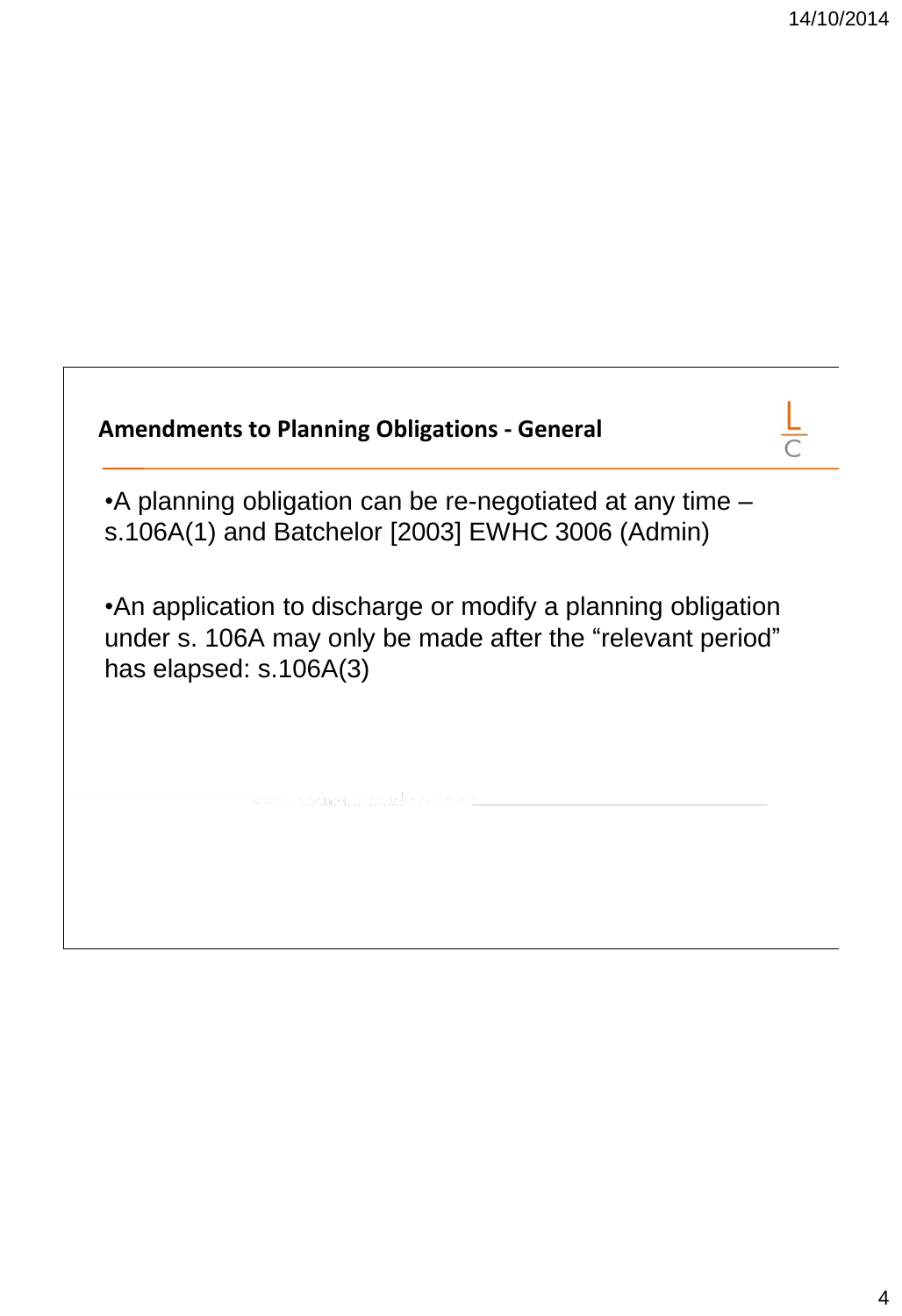## Amendments to Planning Obligations - General

- A planning obligation can be re-negotiated at any time – s.106A(1) and Batchelor [2003] EWHC 3006 (Admin)

- An application to discharge or modify a planning obligation under s. 106A may only be made after the "relevant period" has elapsed: s.106A(3)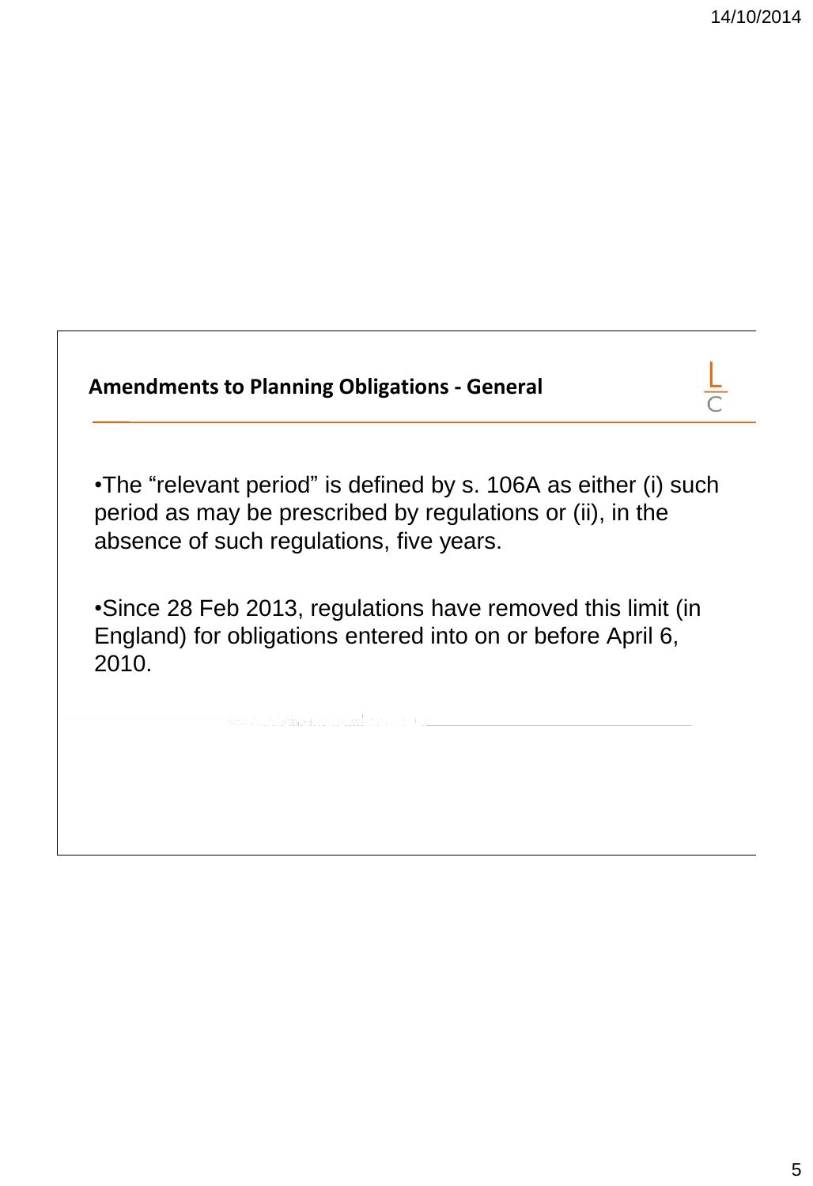## Amendments to Planning Obligations - General

- The "relevant period" is defined by s. 106A as either (i) such period as may be prescribed by regulations or (ii), in the absence of such regulations, five years.

- Since 28 Feb 2013, regulations have removed this limit (in England) for obligations entered into on or before April 6, 2010.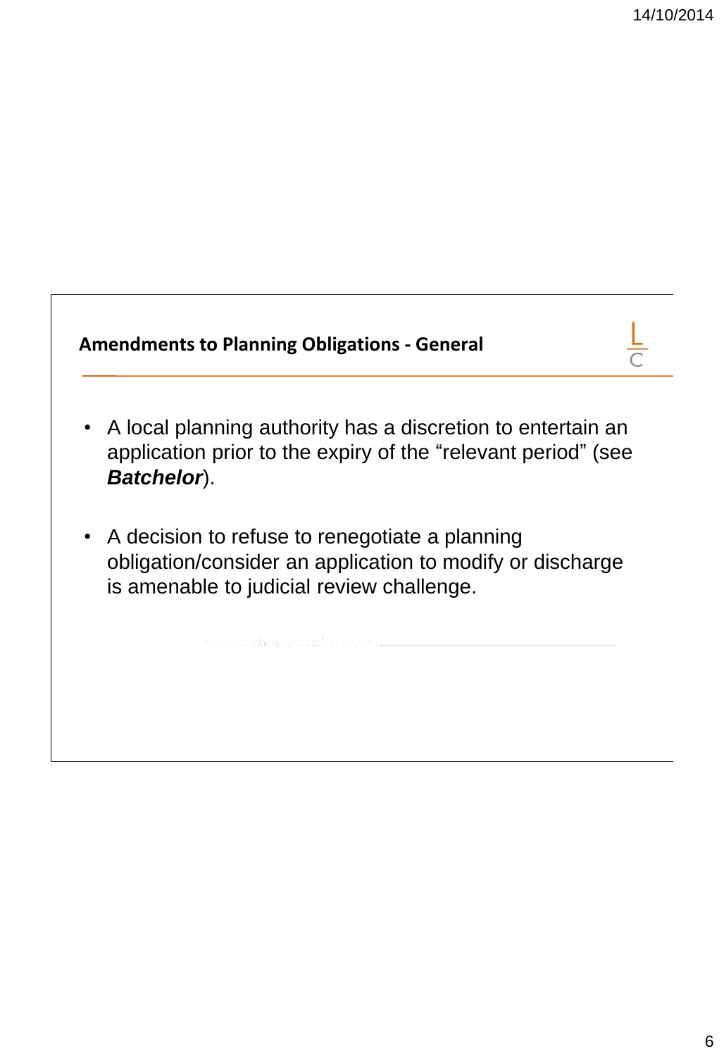## Amendments to Planning Obligations - General

- A local planning authority has a discretion to entertain an application prior to the expiry of the "relevant period" (see ***Batchelor***).
- A decision to refuse to renegotiate a planning obligation/consider an application to modify or discharge is amenable to judicial review challenge.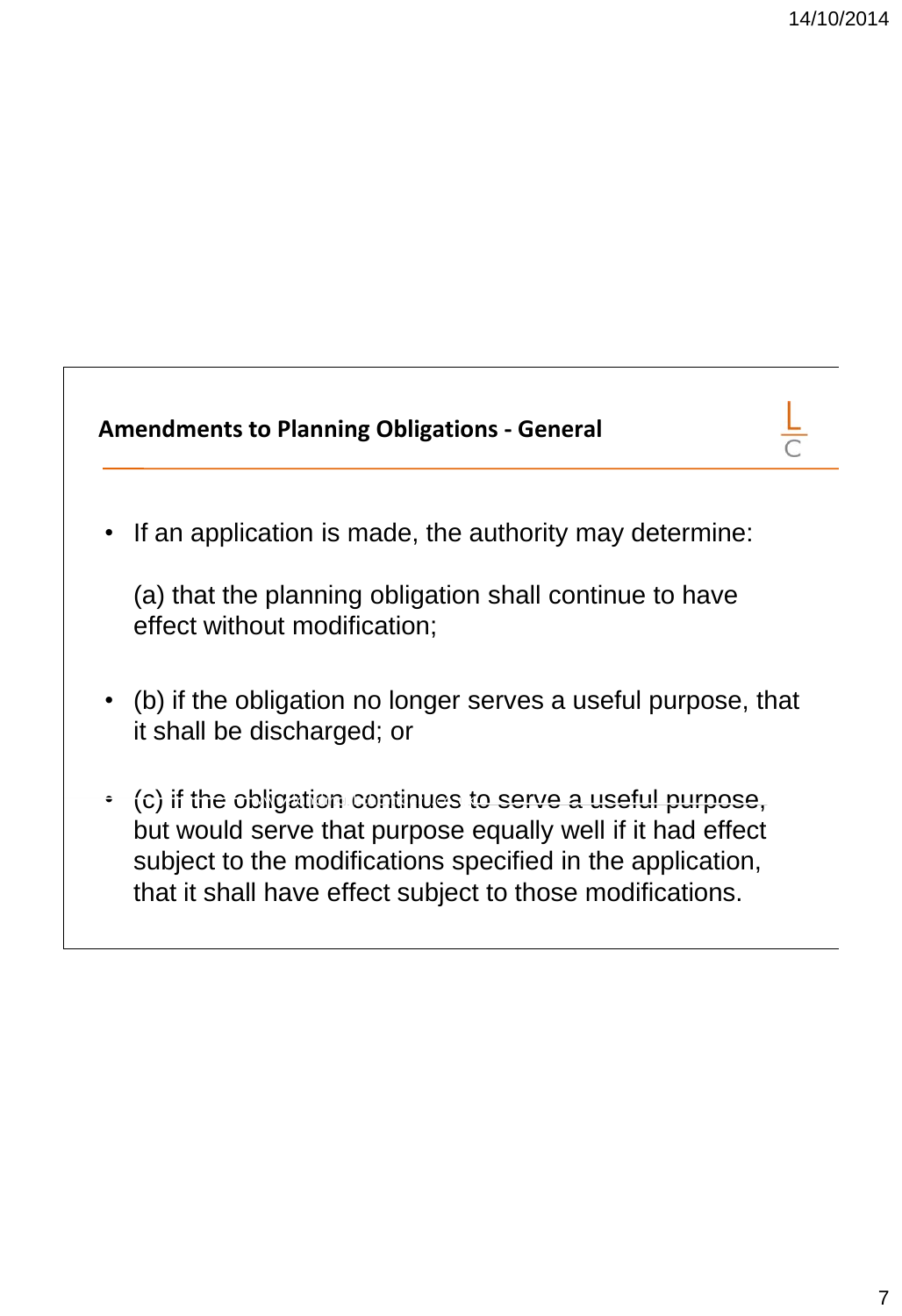## Amendments to Planning Obligations - General

- If an application is made, the authority may determine:

  (a) that the planning obligation shall continue to have effect without modification;

- (b) if the obligation no longer serves a useful purpose, that it shall be discharged; or

- (c) if the obligation continues to serve a useful purpose, but would serve that purpose equally well if it had effect subject to the modifications specified in the application, that it shall have effect subject to those modifications.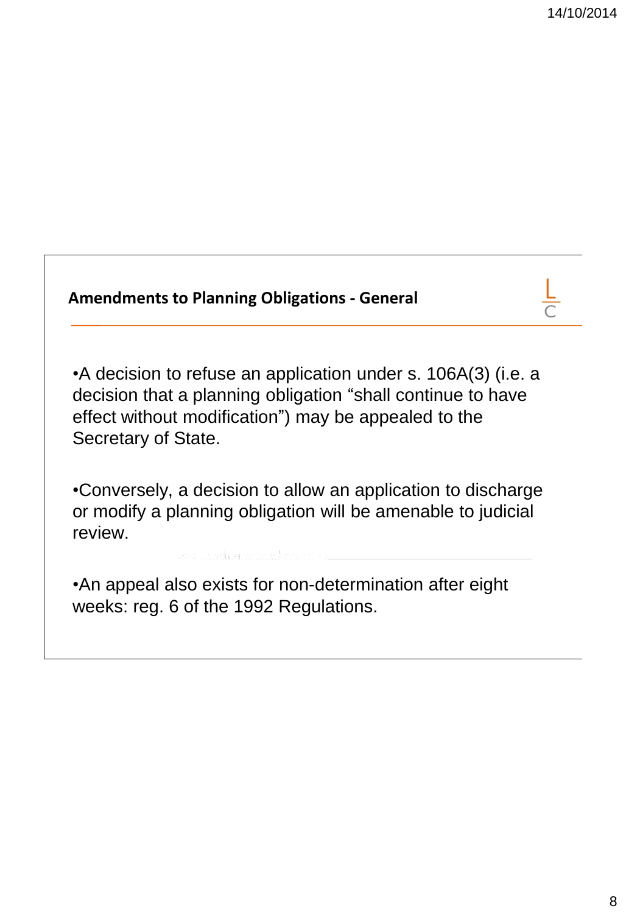## Amendments to Planning Obligations - General

- A decision to refuse an application under s. 106A(3) (i.e. a decision that a planning obligation "shall continue to have effect without modification") may be appealed to the Secretary of State.

- Conversely, a decision to allow an application to discharge or modify a planning obligation will be amenable to judicial review.

- An appeal also exists for non-determination after eight weeks: reg. 6 of the 1992 Regulations.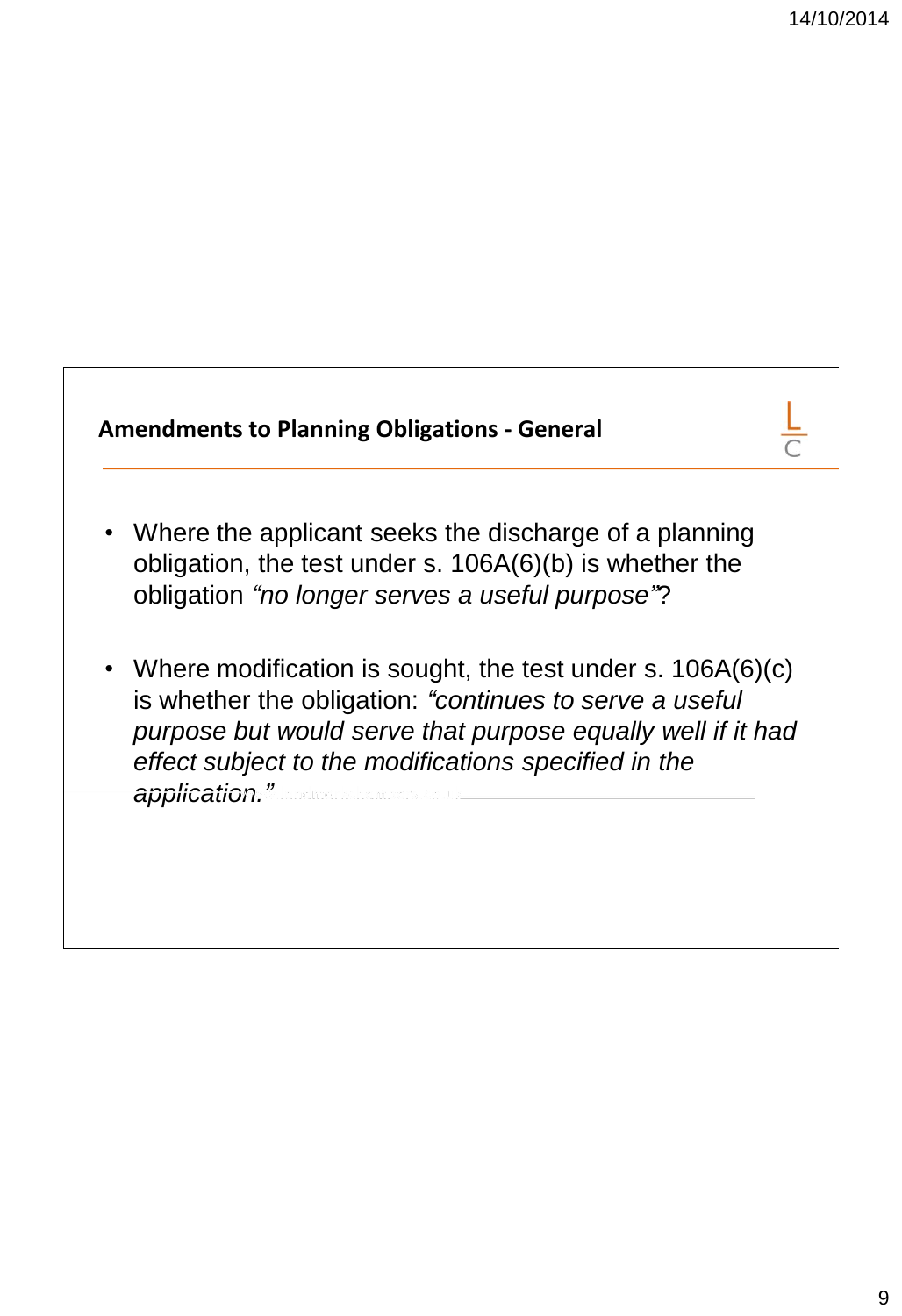## Amendments to Planning Obligations - General

- Where the applicant seeks the discharge of a planning obligation, the test under s. 106A(6)(b) is whether the obligation *"no longer serves a useful purpose"*?

- Where modification is sought, the test under s. 106A(6)(c) is whether the obligation: *"continues to serve a useful purpose but would serve that purpose equally well if it had effect subject to the modifications specified in the application."*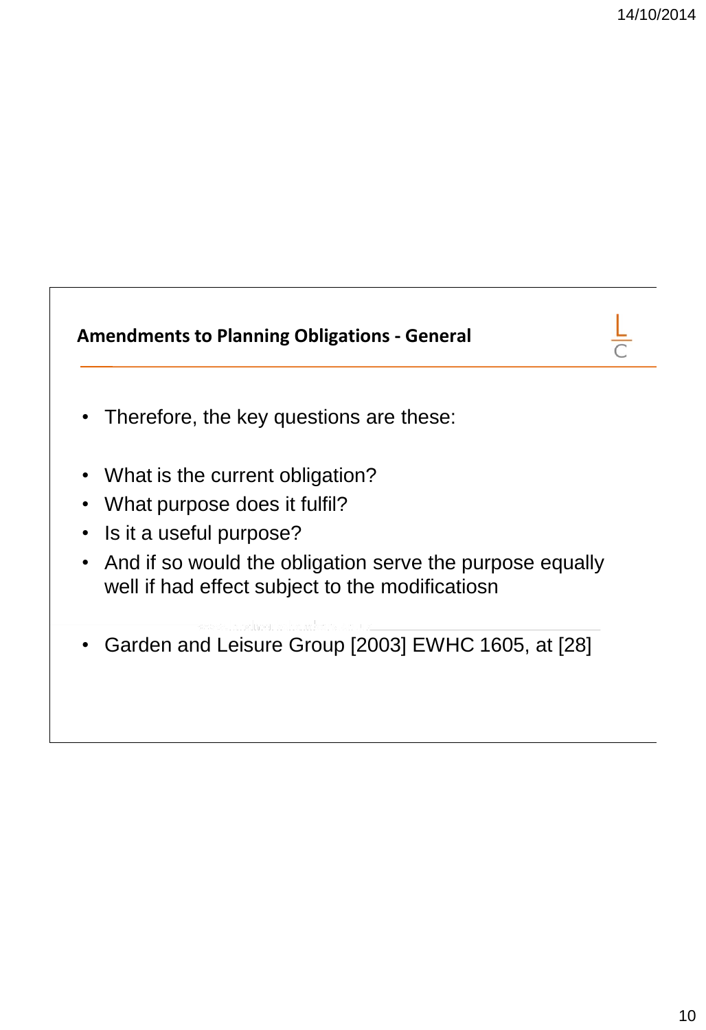## Amendments to Planning Obligations - General

- Therefore, the key questions are these:
- What is the current obligation?
- What purpose does it fulfil?
- Is it a useful purpose?
- And if so would the obligation serve the purpose equally well if had effect subject to the modificatiosn
- Garden and Leisure Group [2003] EWHC 1605, at [28]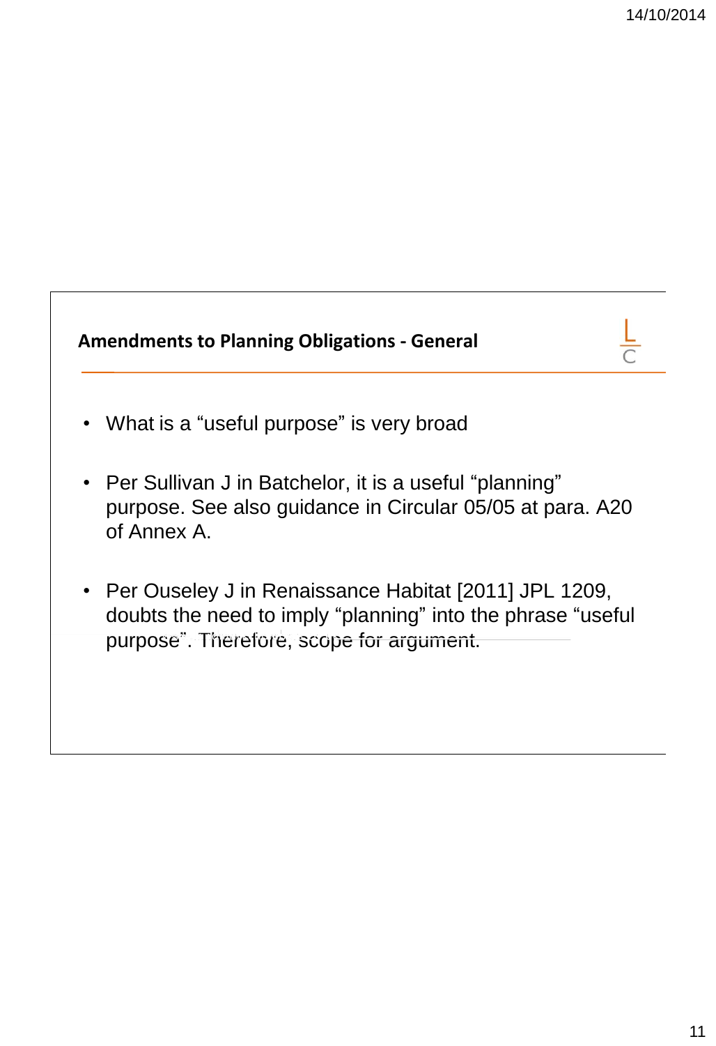## Amendments to Planning Obligations - General

- What is a "useful purpose" is very broad
- Per Sullivan J in Batchelor, it is a useful "planning" purpose. See also guidance in Circular 05/05 at para. A20 of Annex A.
- Per Ouseley J in Renaissance Habitat [2011] JPL 1209, doubts the need to imply "planning" into the phrase "useful purpose". Therefore, scope for argument.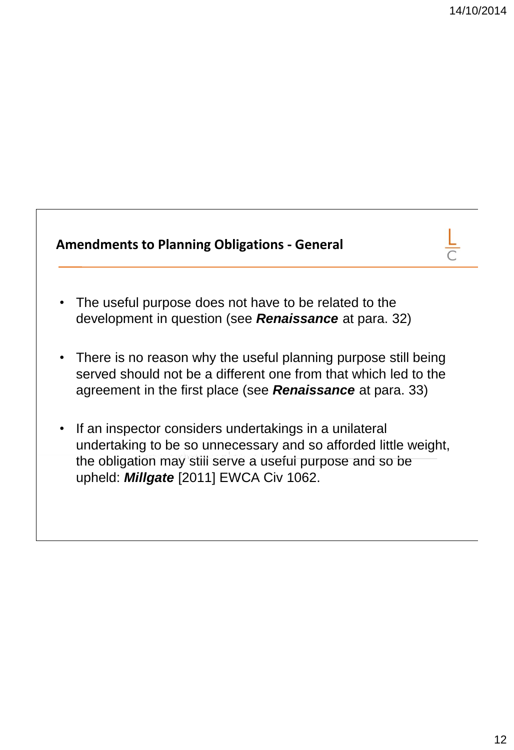## Amendments to Planning Obligations - General

- The useful purpose does not have to be related to the development in question (see ***Renaissance*** at para. 32)
- There is no reason why the useful planning purpose still being served should not be a different one from that which led to the agreement in the first place (see ***Renaissance*** at para. 33)
- If an inspector considers undertakings in a unilateral undertaking to be so unnecessary and so afforded little weight, the obligation may still serve a useful purpose and so be upheld: ***Millgate*** [2011] EWCA Civ 1062.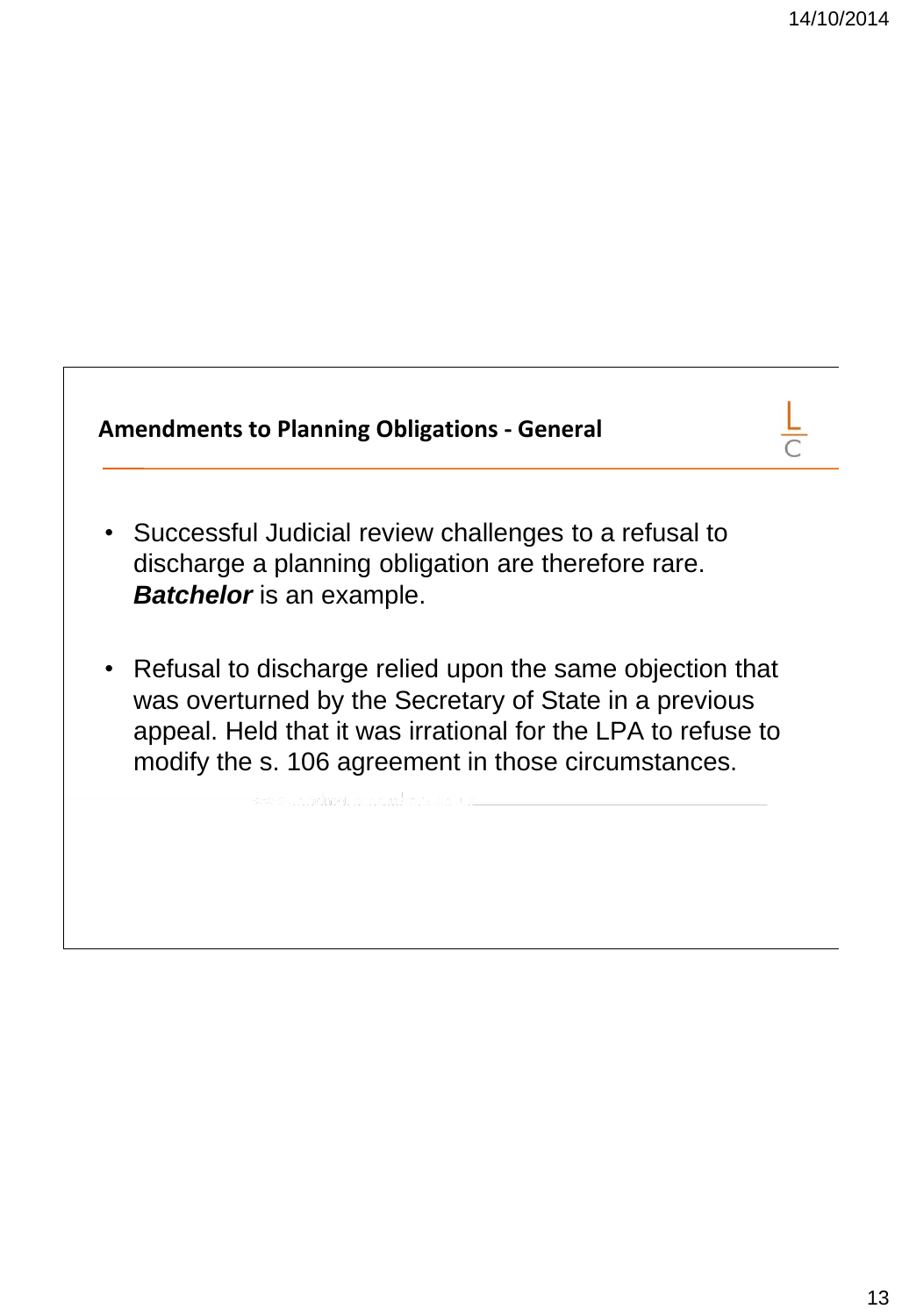## Amendments to Planning Obligations - General

- Successful Judicial review challenges to a refusal to discharge a planning obligation are therefore rare. ***Batchelor*** is an example.
- Refusal to discharge relied upon the same objection that was overturned by the Secretary of State in a previous appeal. Held that it was irrational for the LPA to refuse to modify the s. 106 agreement in those circumstances.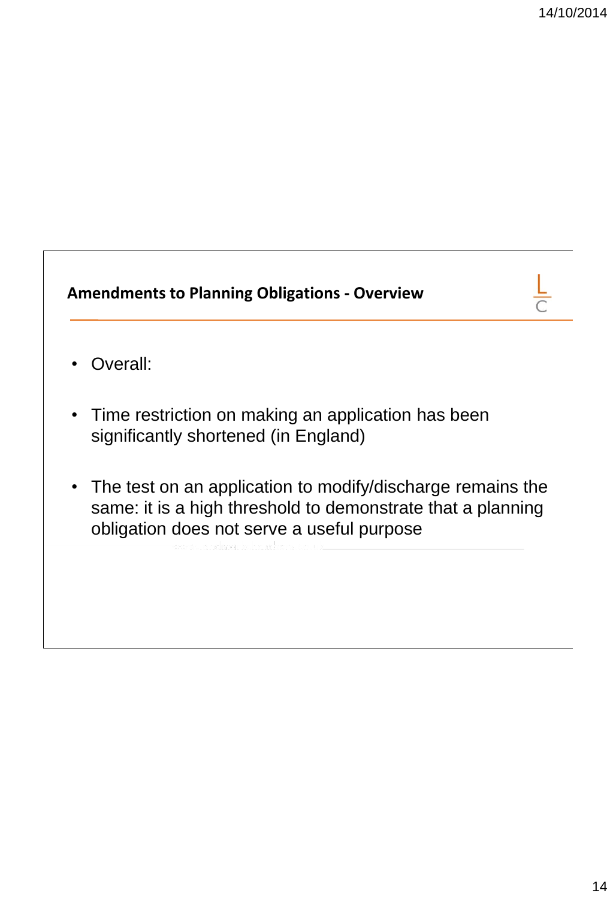## Amendments to Planning Obligations - Overview

- Overall:
- Time restriction on making an application has been significantly shortened (in England)
- The test on an application to modify/discharge remains the same: it is a high threshold to demonstrate that a planning obligation does not serve a useful purpose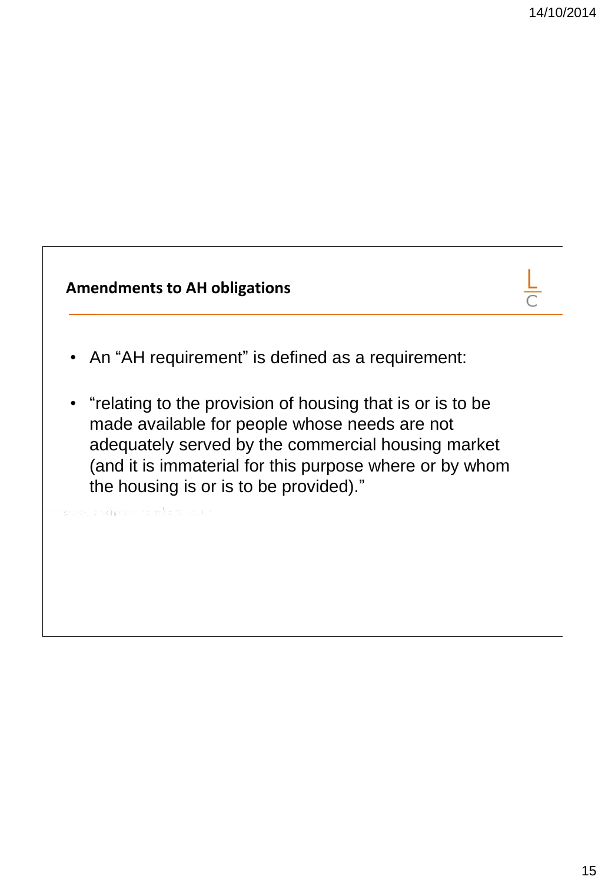## Amendments to AH obligations

- An “AH requirement” is defined as a requirement:
- “relating to the provision of housing that is or is to be made available for people whose needs are not adequately served by the commercial housing market (and it is immaterial for this purpose where or by whom the housing is or is to be provided).”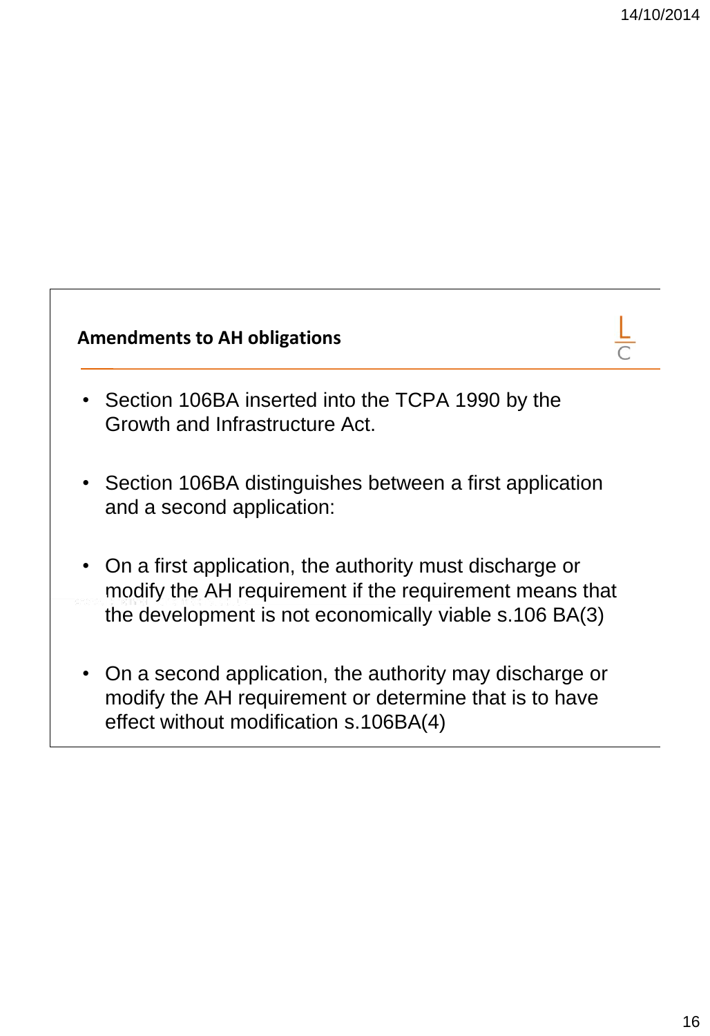## Amendments to AH obligations

- Section 106BA inserted into the TCPA 1990 by the Growth and Infrastructure Act.
- Section 106BA distinguishes between a first application and a second application:
- On a first application, the authority must discharge or modify the AH requirement if the requirement means that the development is not economically viable s.106 BA(3)
- On a second application, the authority may discharge or modify the AH requirement or determine that is to have effect without modification s.106BA(4)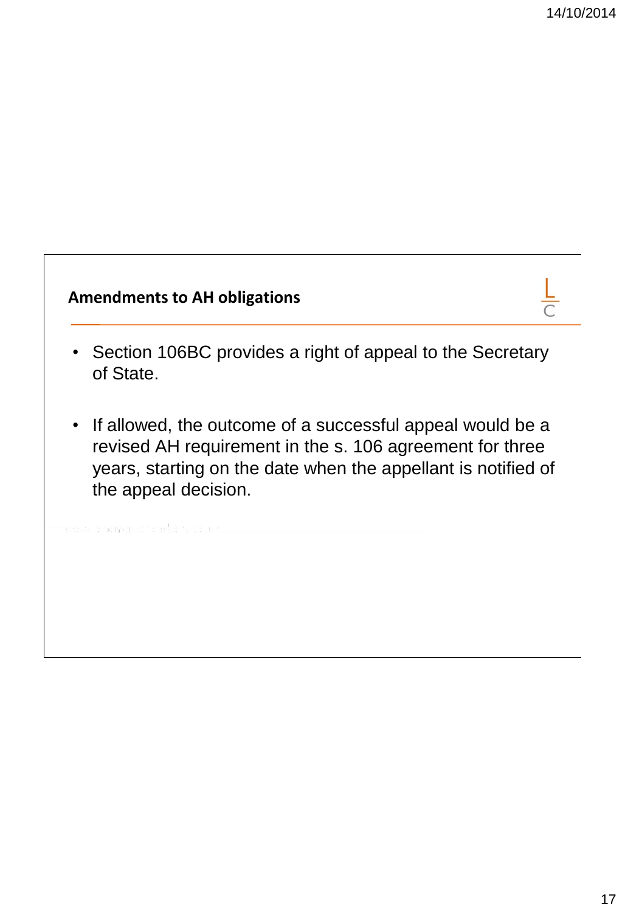## Amendments to AH obligations

- Section 106BC provides a right of appeal to the Secretary of State.
- If allowed, the outcome of a successful appeal would be a revised AH requirement in the s. 106 agreement for three years, starting on the date when the appellant is notified of the appeal decision.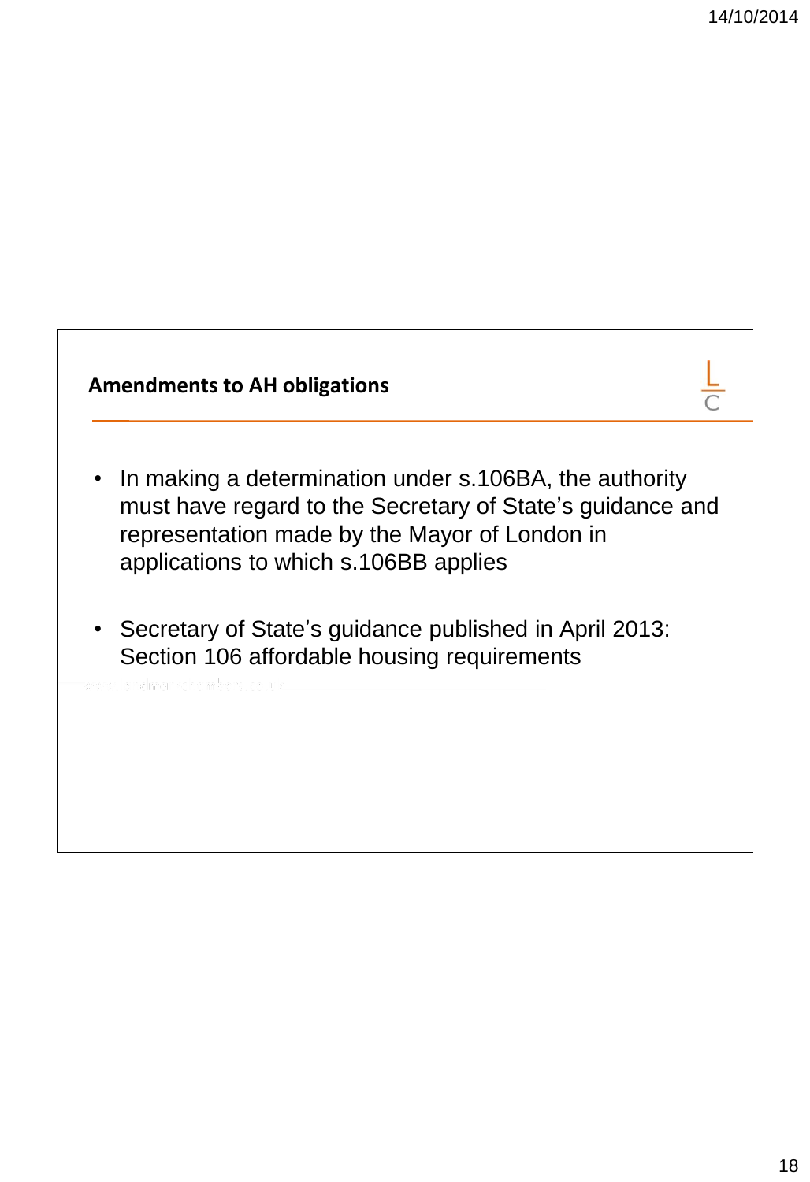## Amendments to AH obligations

- In making a determination under s.106BA, the authority must have regard to the Secretary of State's guidance and representation made by the Mayor of London in applications to which s.106BB applies
- Secretary of State's guidance published in April 2013: Section 106 affordable housing requirements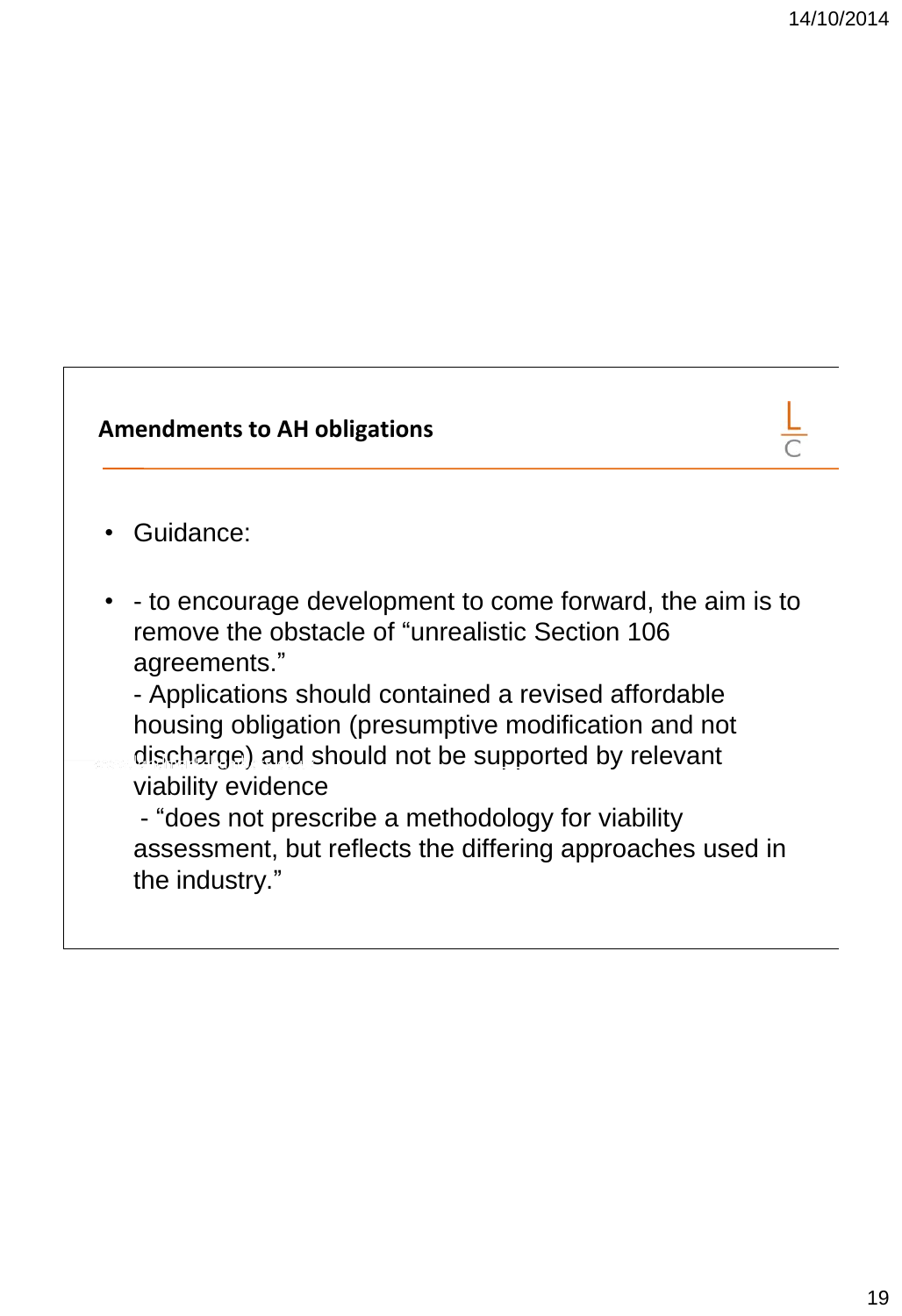## Amendments to AH obligations

- Guidance:
- - to encourage development to come forward, the aim is to remove the obstacle of “unrealistic Section 106 agreements.”
  - Applications should contained a revised affordable housing obligation (presumptive modification and not discharge) and should not be supported by relevant viability evidence
  - “does not prescribe a methodology for viability assessment, but reflects the differing approaches used in the industry.”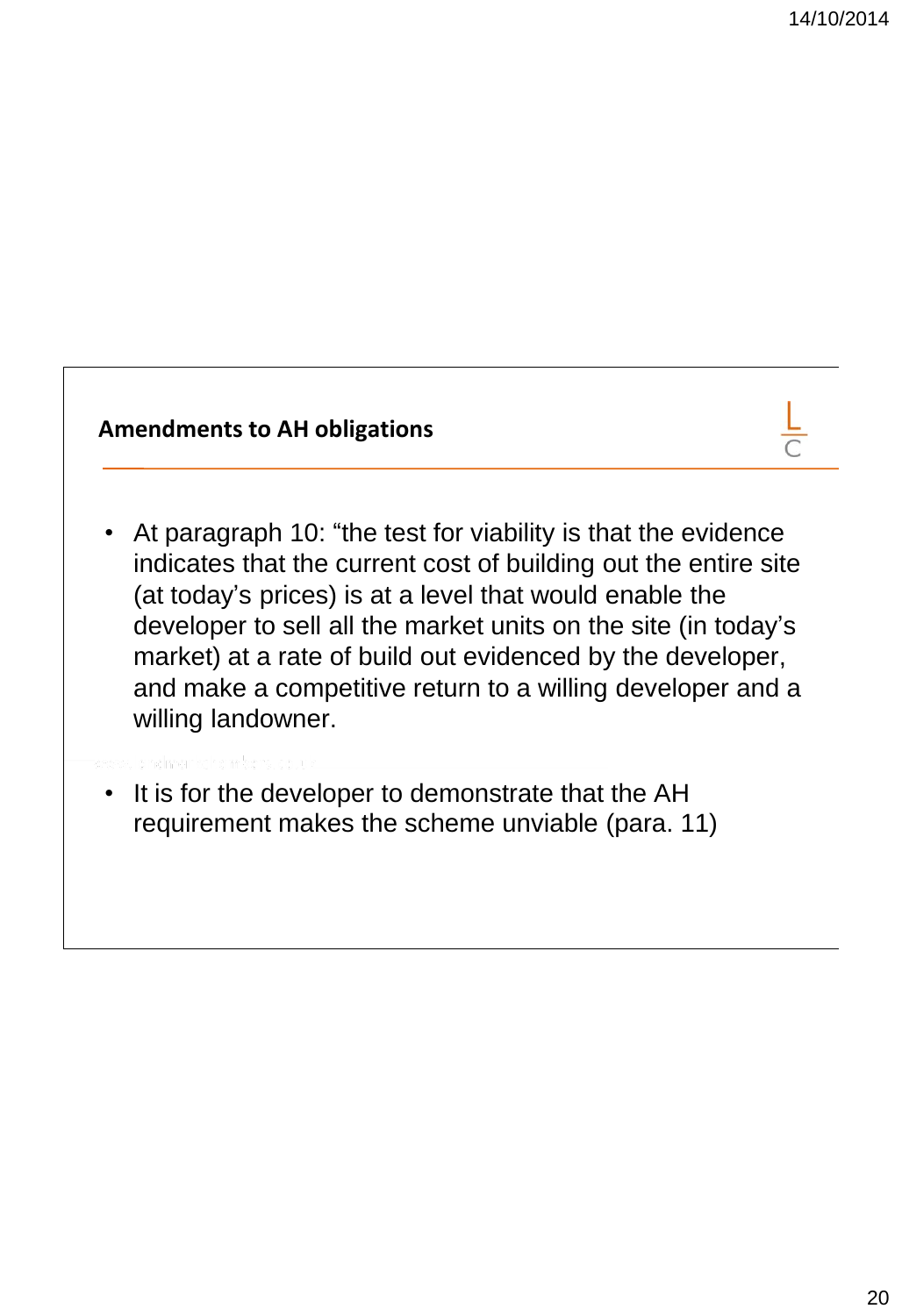## Amendments to AH obligations

- At paragraph 10: "the test for viability is that the evidence indicates that the current cost of building out the entire site (at today's prices) is at a level that would enable the developer to sell all the market units on the site (in today's market) at a rate of build out evidenced by the developer, and make a competitive return to a willing developer and a willing landowner.
- It is for the developer to demonstrate that the AH requirement makes the scheme unviable (para. 11)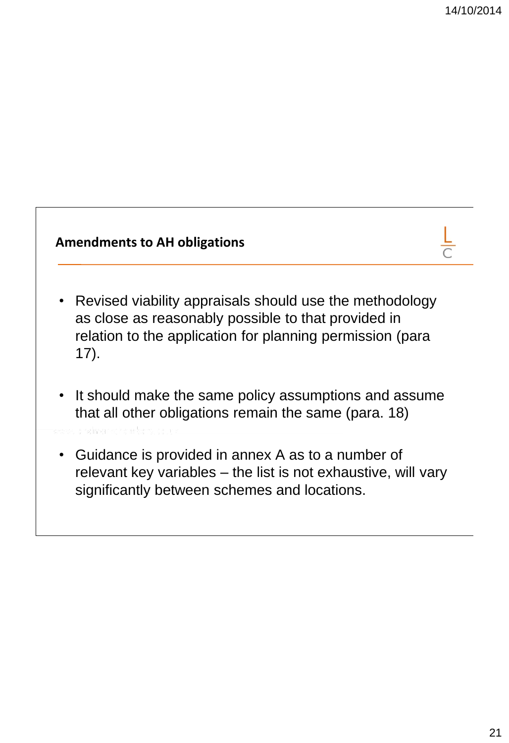## Amendments to AH obligations

- Revised viability appraisals should use the methodology as close as reasonably possible to that provided in relation to the application for planning permission (para 17).
- It should make the same policy assumptions and assume that all other obligations remain the same (para. 18)
- Guidance is provided in annex A as to a number of relevant key variables – the list is not exhaustive, will vary significantly between schemes and locations.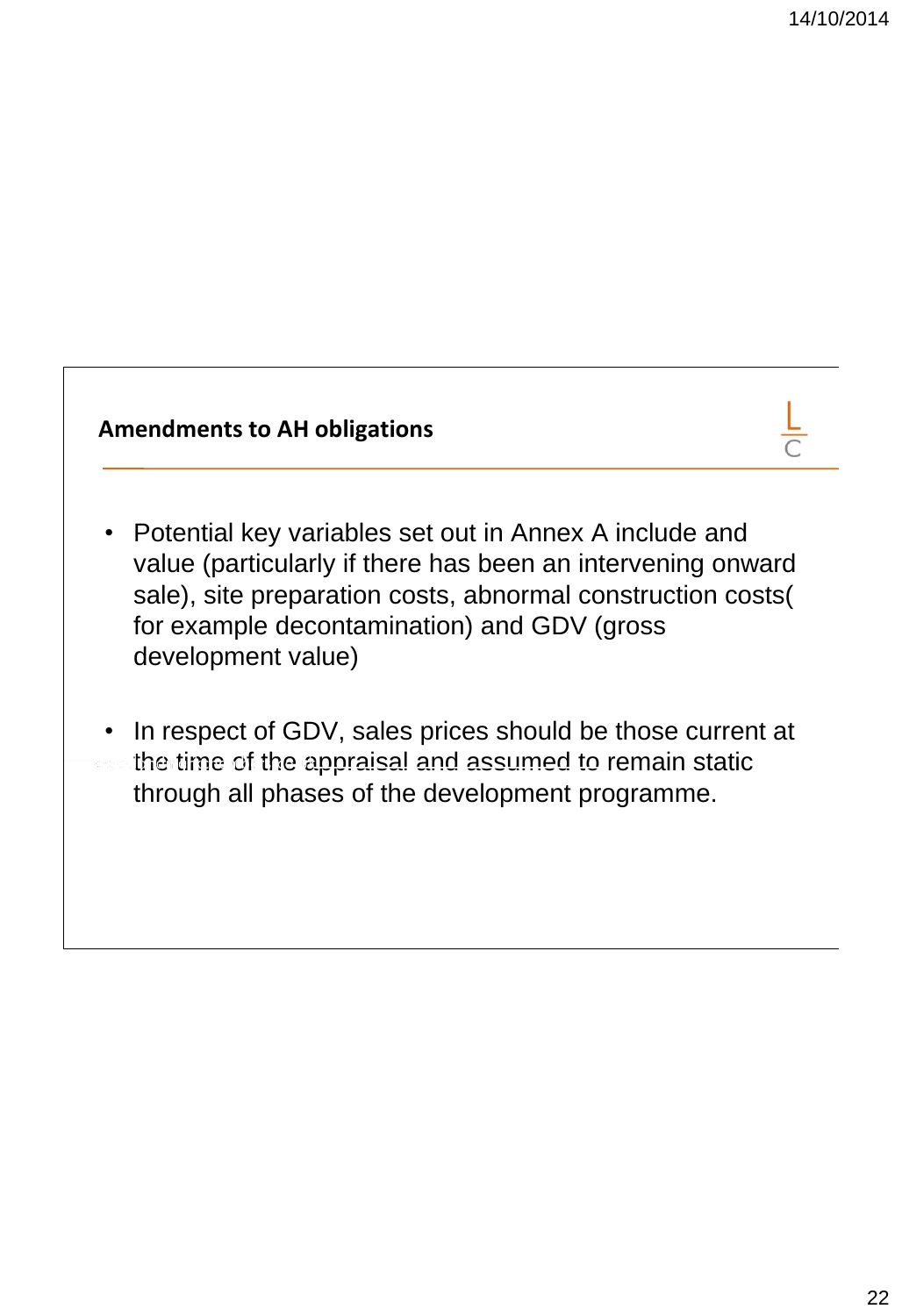## Amendments to AH obligations

- Potential key variables set out in Annex A include and value (particularly if there has been an intervening onward sale), site preparation costs, abnormal construction costs( for example decontamination) and GDV (gross development value)

- In respect of GDV, sales prices should be those current at the time of the appraisal and assumed to remain static through all phases of the development programme.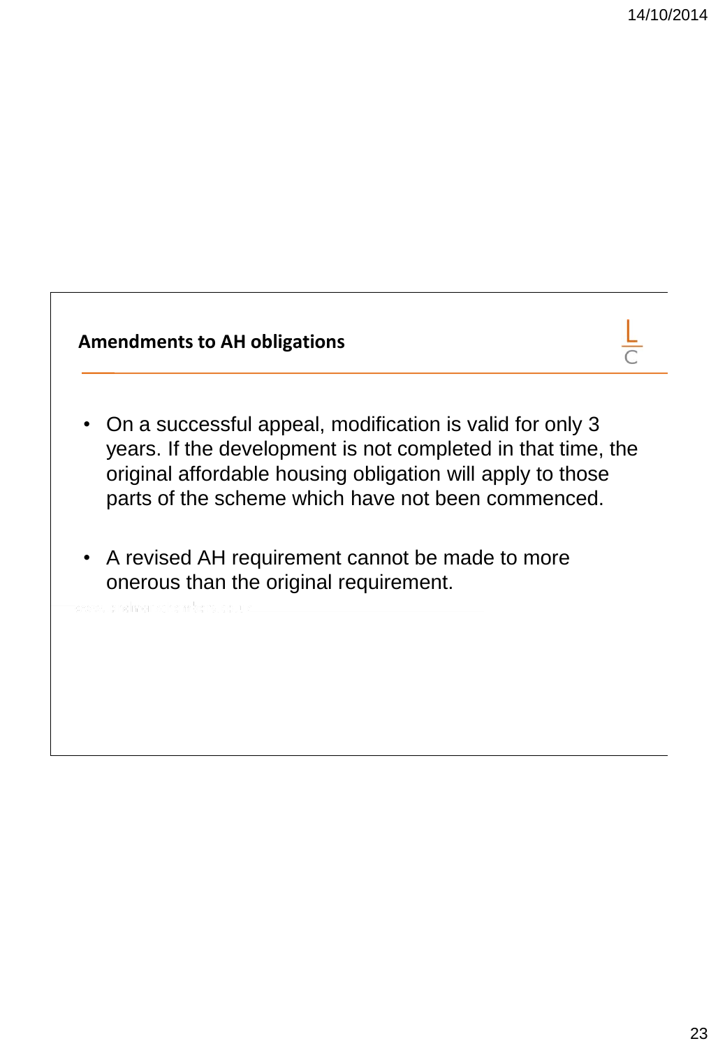## Amendments to AH obligations

- On a successful appeal, modification is valid for only 3 years. If the development is not completed in that time, the original affordable housing obligation will apply to those parts of the scheme which have not been commenced.
- A revised AH requirement cannot be made to more onerous than the original requirement.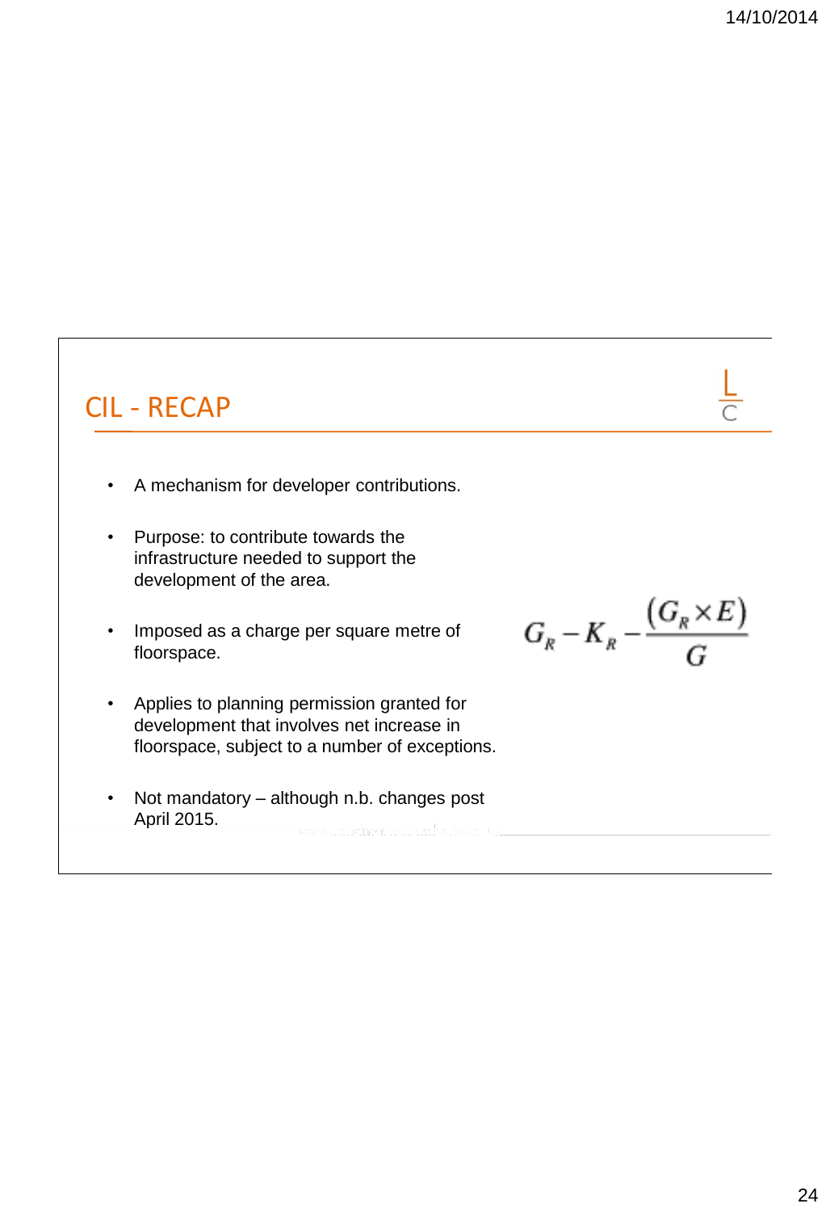## CIL - RECAP

- A mechanism for developer contributions.
- Purpose: to contribute towards the infrastructure needed to support the development of the area.
- Imposed as a charge per square metre of floorspace.
- Applies to planning permission granted for development that involves net increase in floorspace, subject to a number of exceptions.
- Not mandatory – although n.b. changes post April 2015.

$$G_R - K_R - \frac{(G_R \times E)}{G}$$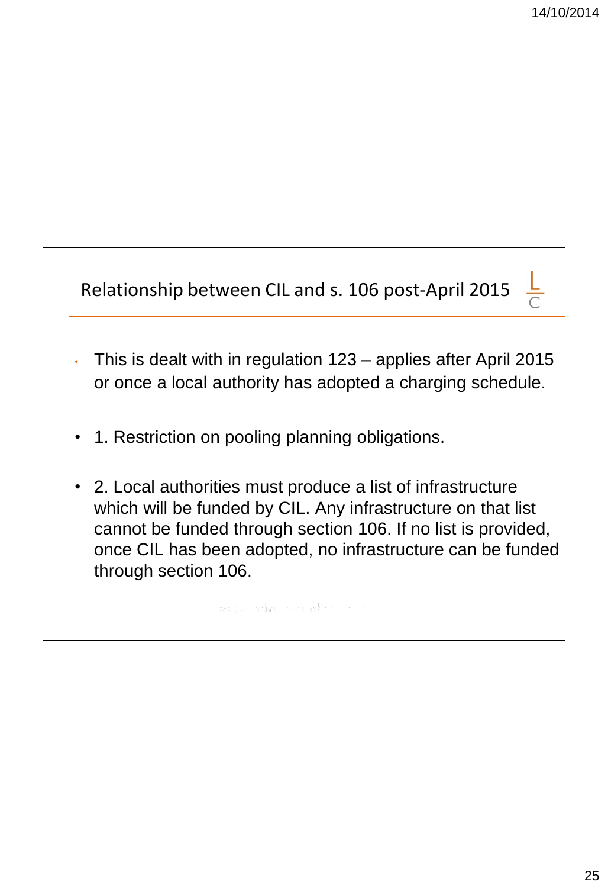## Relationship between CIL and s. 106 post-April 2015

- This is dealt with in regulation 123 – applies after April 2015 or once a local authority has adopted a charging schedule.
- 1. Restriction on pooling planning obligations.
- 2. Local authorities must produce a list of infrastructure which will be funded by CIL. Any infrastructure on that list cannot be funded through section 106. If no list is provided, once CIL has been adopted, no infrastructure can be funded through section 106.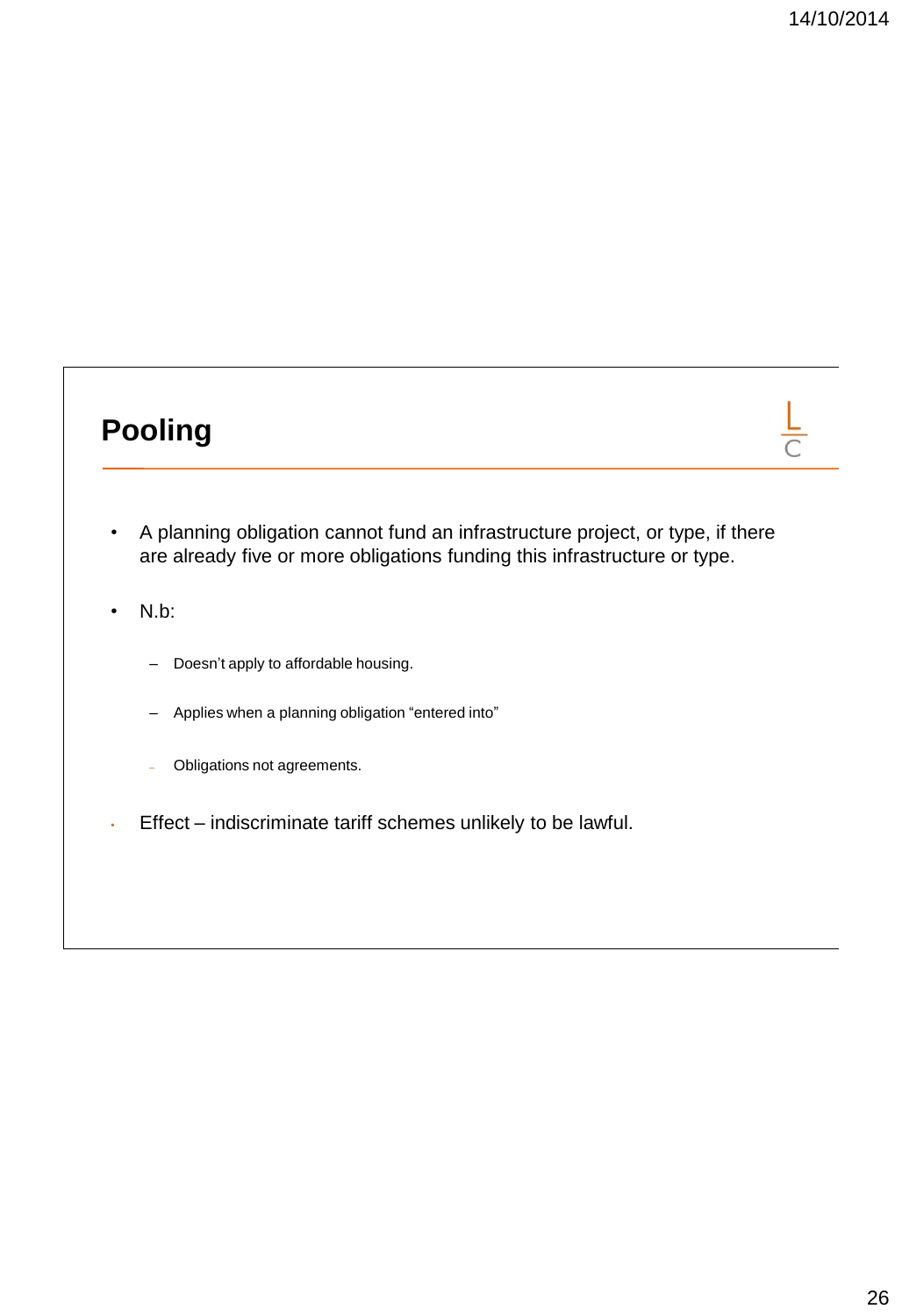## Pooling

- A planning obligation cannot fund an infrastructure project, or type, if there are already five or more obligations funding this infrastructure or type.
- N.b:
  - Doesn't apply to affordable housing.
  - Applies when a planning obligation "entered into"
  - Obligations not agreements.
- Effect – indiscriminate tariff schemes unlikely to be lawful.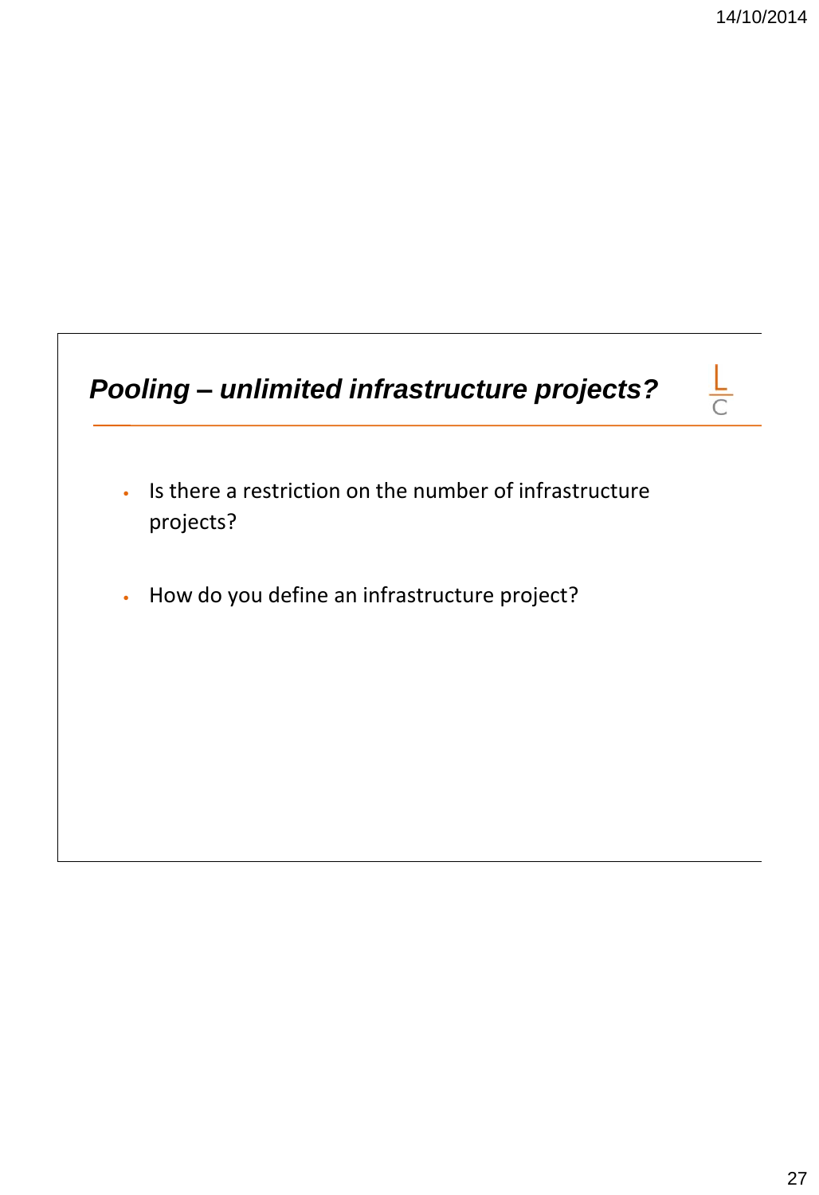## *Pooling – unlimited infrastructure projects?*

- Is there a restriction on the number of infrastructure projects?
- How do you define an infrastructure project?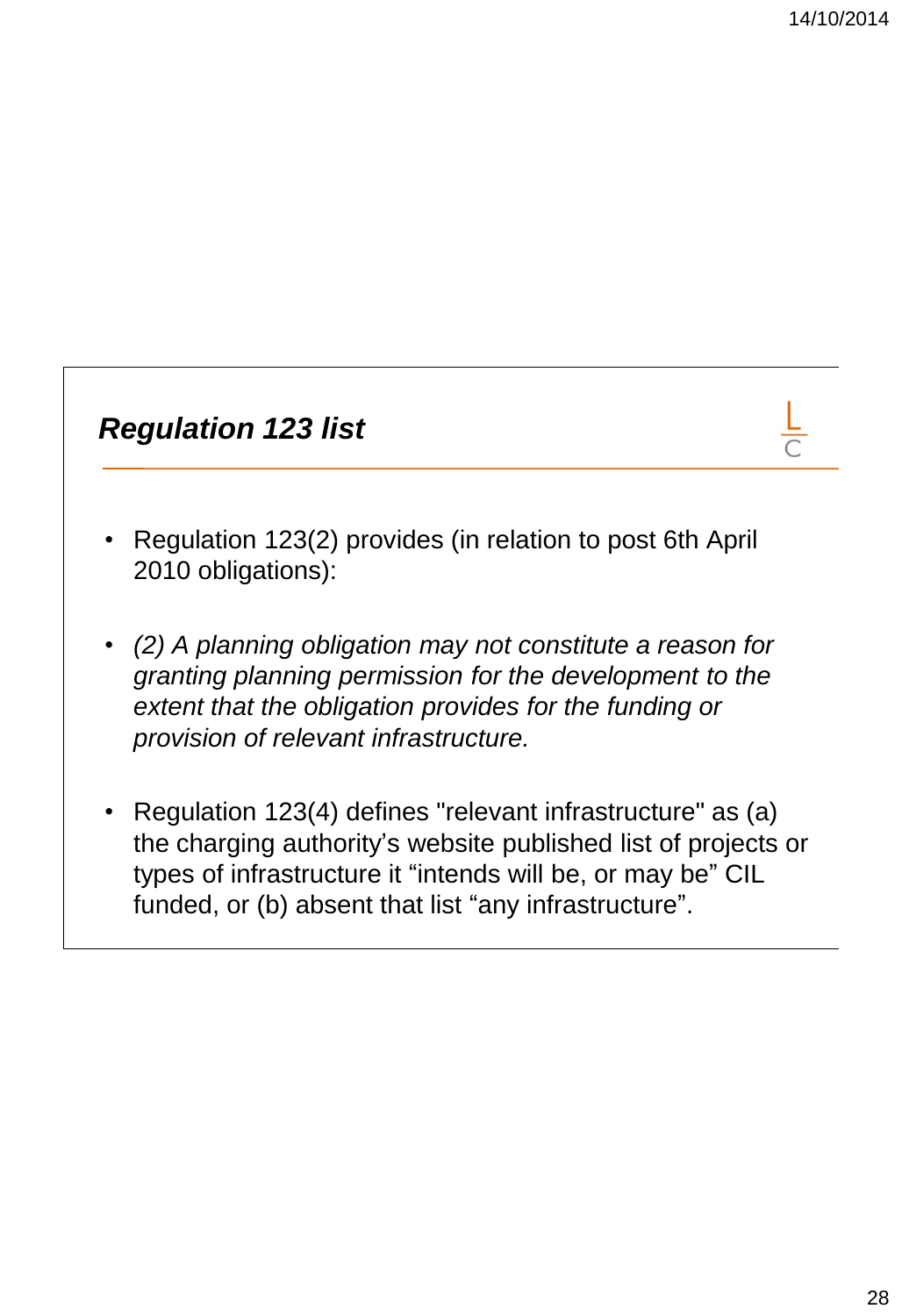## *Regulation 123 list*

- Regulation 123(2) provides (in relation to post 6th April 2010 obligations):
- *(2) A planning obligation may not constitute a reason for granting planning permission for the development to the extent that the obligation provides for the funding or provision of relevant infrastructure.*
- Regulation 123(4) defines "relevant infrastructure" as (a) the charging authority's website published list of projects or types of infrastructure it "intends will be, or may be" CIL funded, or (b) absent that list "any infrastructure".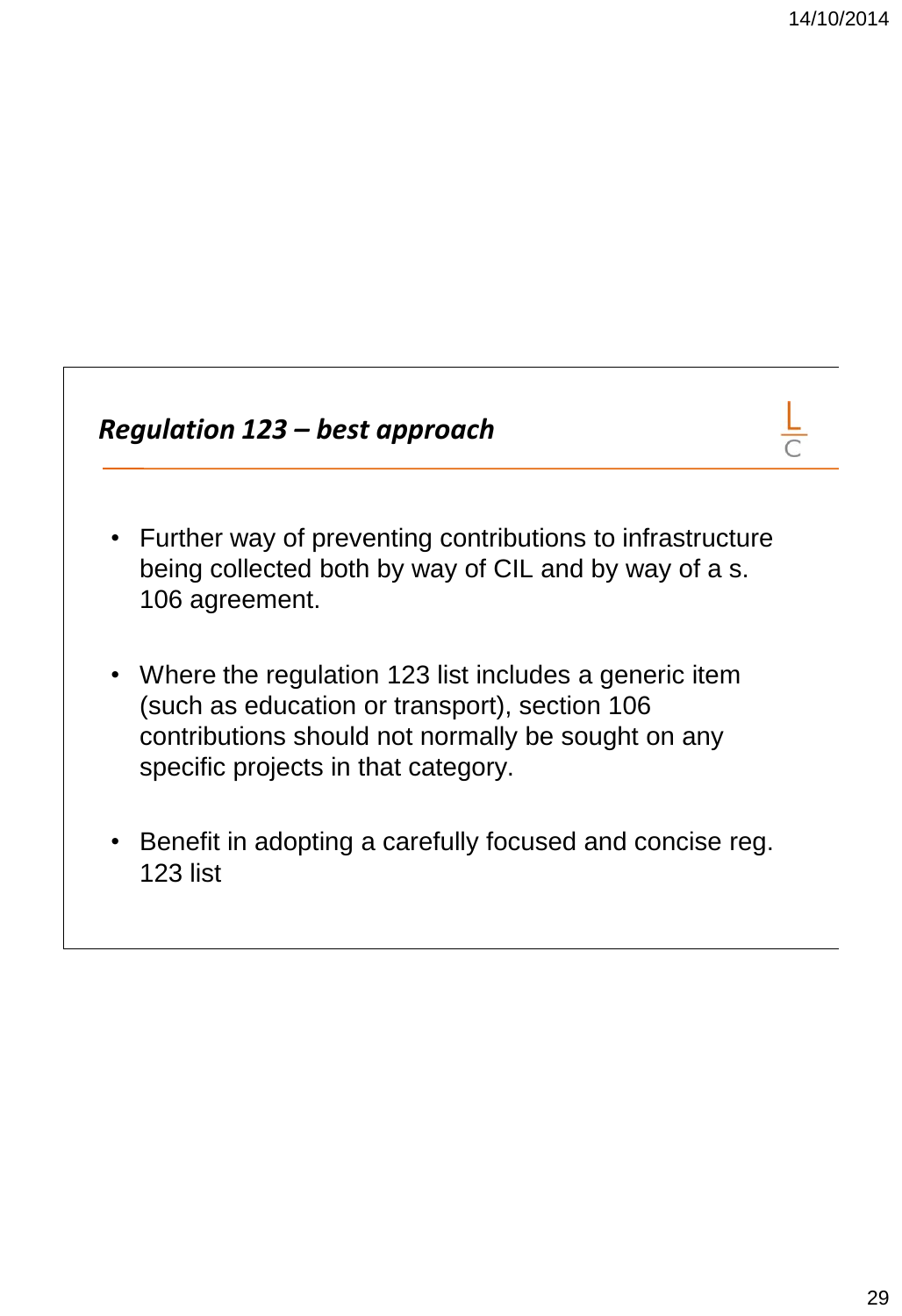## *Regulation 123 – best approach*

- Further way of preventing contributions to infrastructure being collected both by way of CIL and by way of a s. 106 agreement.
- Where the regulation 123 list includes a generic item (such as education or transport), section 106 contributions should not normally be sought on any specific projects in that category.
- Benefit in adopting a carefully focused and concise reg. 123 list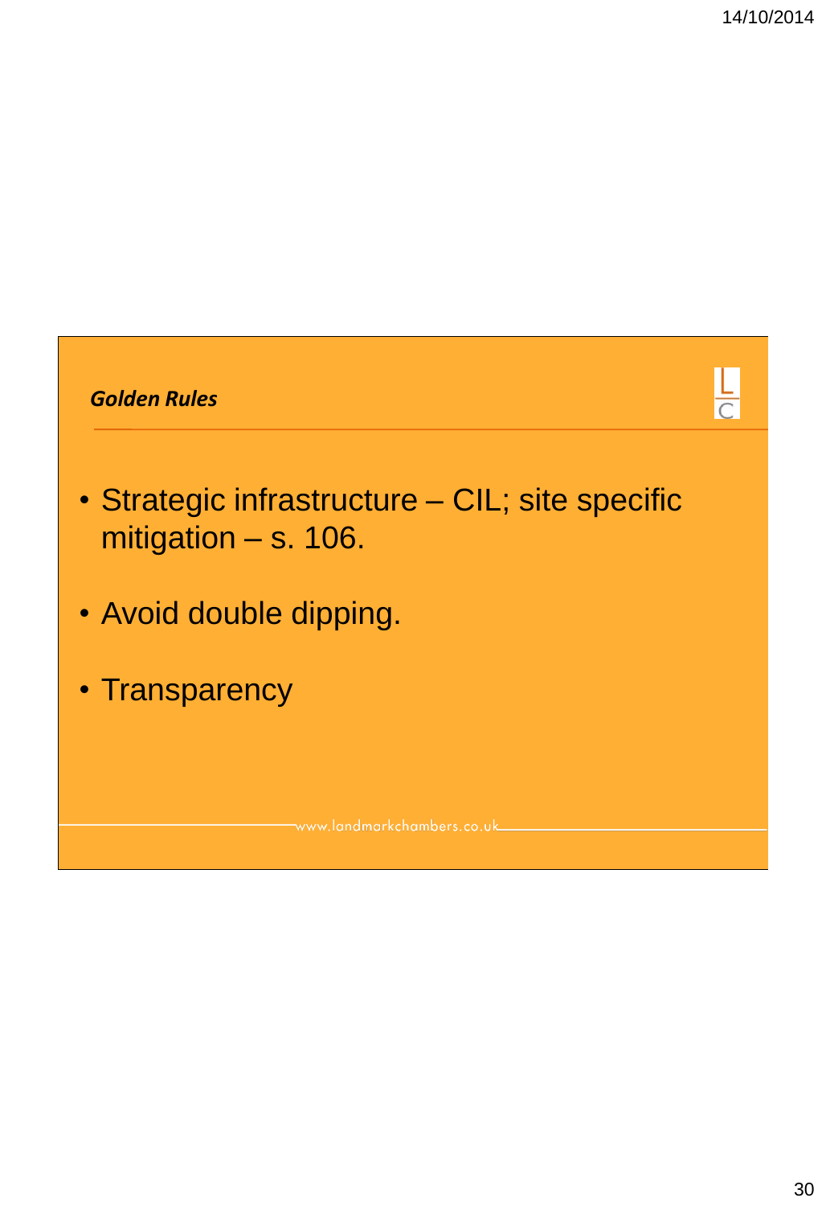## *Golden Rules*

- Strategic infrastructure – CIL; site specific mitigation – s. 106.
- Avoid double dipping.
- Transparency

www.landmarkchambers.co.uk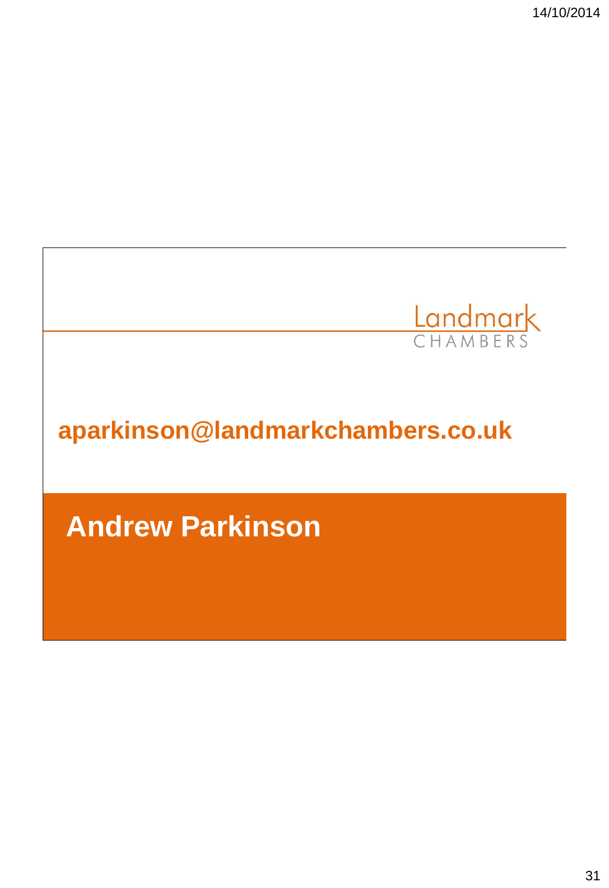Landmark
CHAMBERS

**aparkinson@landmarkchambers.co.uk**

## Andrew Parkinson